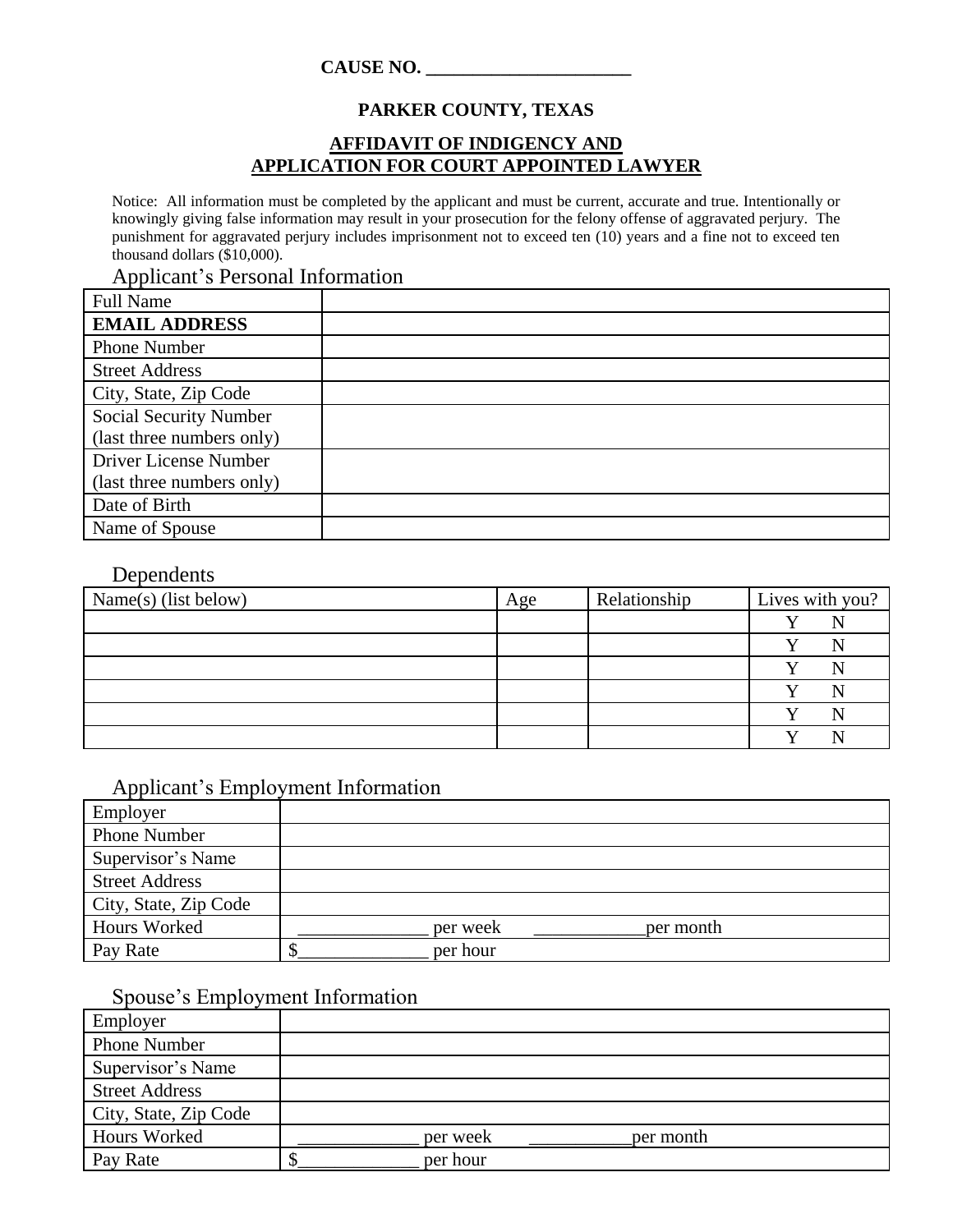**CAUSE NO. ______________________**

**PARKER COUNTY, TEXAS**

# AFFIDAVIT OF INDIGENCY AND APPLICATION FOR COURT APPOINTED LAWYER

Notice: All information must be completed by the applicant and must be current, accurate and true. Intentionally or knowingly giving false information may result in your prosecution for the felony offense of aggravated perjury. The punishment for aggravated perjury includes imprisonment not to exceed ten (10) years and a fine not to exceed ten thousand dollars ($10,000).

## Applicant's Personal Information

| | |
|---|---|
| Full Name | |
| **EMAIL ADDRESS** | |
| Phone Number | |
| Street Address | |
| City, State, Zip Code | |
| Social Security Number (last three numbers only) | |
| Driver License Number (last three numbers only) | |
| Date of Birth | |
| Name of Spouse | |

## Dependents

| Name(s) (list below) | Age | Relationship | Lives with you? |
|---|---|---|---|
| | | | Y N |
| | | | Y N |
| | | | Y N |
| | | | Y N |
| | | | Y N |
| | | | Y N |

## Applicant's Employment Information

| | |
|---|---|
| Employer | |
| Phone Number | |
| Supervisor's Name | |
| Street Address | |
| City, State, Zip Code | |
| Hours Worked | ______________ per week ____________per month |
| Pay Rate | $______________ per hour |

## Spouse's Employment Information

| | |
|---|---|
| Employer | |
| Phone Number | |
| Supervisor's Name | |
| Street Address | |
| City, State, Zip Code | |
| Hours Worked | _____________ per week ___________per month |
| Pay Rate | $_____________ per hour |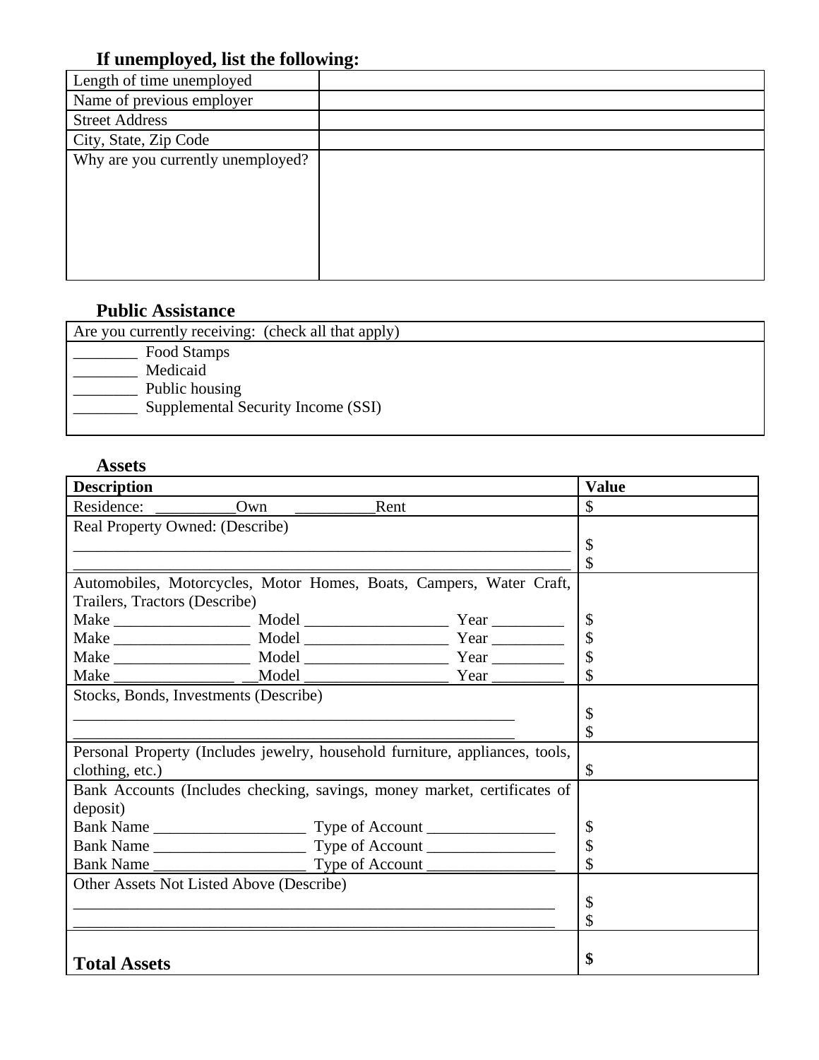### If unemployed, list the following:

| | |
|---|---|
| Length of time unemployed | |
| Name of previous employer | |
| Street Address | |
| City, State, Zip Code | |
| Why are you currently unemployed? | |

### Public Assistance

| Are you currently receiving: (check all that apply) |
|---|
| ________ Food Stamps<br>________ Medicaid<br>________ Public housing<br>________ Supplemental Security Income (SSI) |

### Assets

| **Description** | **Value** |
|---|---|
| Residence: __________Own __________Rent | $ |
| Real Property Owned: (Describe)<br>_________________________________________________________________<br>_________________________________________________________________ | <br>$<br>$ |
| Automobiles, Motorcycles, Motor Homes, Boats, Campers, Water Craft, Trailers, Tractors (Describe)<br>Make _________________ Model __________________ Year _________<br>Make _________________ Model __________________ Year _________<br>Make _________________ Model __________________ Year _________<br>Make _______________ __Model __________________ Year _________ | <br><br>$<br>$<br>$<br>$ |
| Stocks, Bonds, Investments (Describe)<br>__________________________________________________________<br>__________________________________________________________ | <br>$<br>$ |
| Personal Property (Includes jewelry, household furniture, appliances, tools, clothing, etc.) | $ |
| Bank Accounts (Includes checking, savings, money market, certificates of deposit)<br>Bank Name ___________________ Type of Account ________________<br>Bank Name ___________________ Type of Account ________________<br>Bank Name ___________________ Type of Account ________________ | <br><br>$<br>$<br>$ |
| Other Assets Not Listed Above (Describe)<br>_______________________________________________________________<br>_______________________________________________________________ | <br>$<br>$ |
| **Total Assets** | **$** |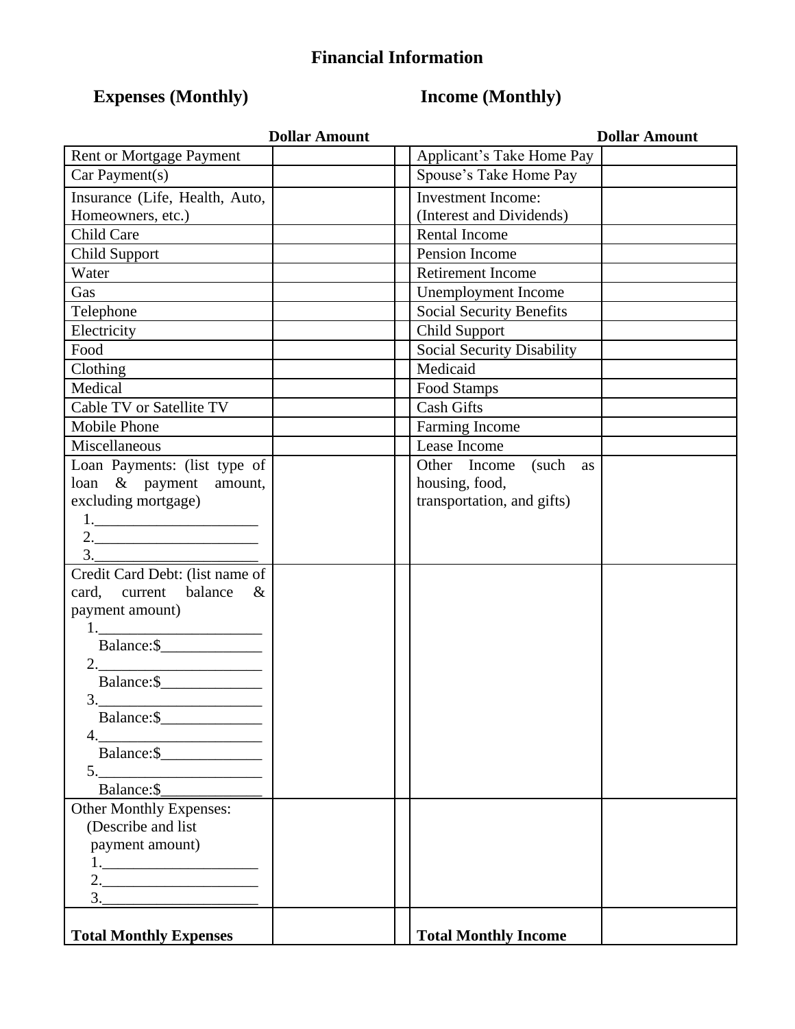# Financial Information

| Expenses (Monthly) | Dollar Amount | | Income (Monthly) | Dollar Amount |
|---|---|---|---|---|
| Rent or Mortgage Payment | | | Applicant's Take Home Pay | |
| Car Payment(s) | | | Spouse's Take Home Pay | |
| Insurance (Life, Health, Auto, Homeowners, etc.) | | | Investment Income: (Interest and Dividends) | |
| Child Care | | | Rental Income | |
| Child Support | | | Pension Income | |
| Water | | | Retirement Income | |
| Gas | | | Unemployment Income | |
| Telephone | | | Social Security Benefits | |
| Electricity | | | Child Support | |
| Food | | | Social Security Disability | |
| Clothing | | | Medicaid | |
| Medical | | | Food Stamps | |
| Cable TV or Satellite TV | | | Cash Gifts | |
| Mobile Phone | | | Farming Income | |
| Miscellaneous | | | Lease Income | |
| Loan Payments: (list type of loan & payment amount, excluding mortgage)<br>1.____________________<br>2.____________________<br>3.____________________ | | | Other Income (such as housing, food, transportation, and gifts) | |
| Credit Card Debt: (list name of card, current balance & payment amount)<br>1.____________________<br>Balance:$____________<br>2.____________________<br>Balance:$____________<br>3.____________________<br>Balance:$____________<br>4.____________________<br>Balance:$____________<br>5.____________________<br>Balance:$____________ | | | | |
| Other Monthly Expenses: (Describe and list payment amount)<br>1.____________________<br>2.____________________<br>3.____________________ | | | | |
| **Total Monthly Expenses** | | | **Total Monthly Income** | |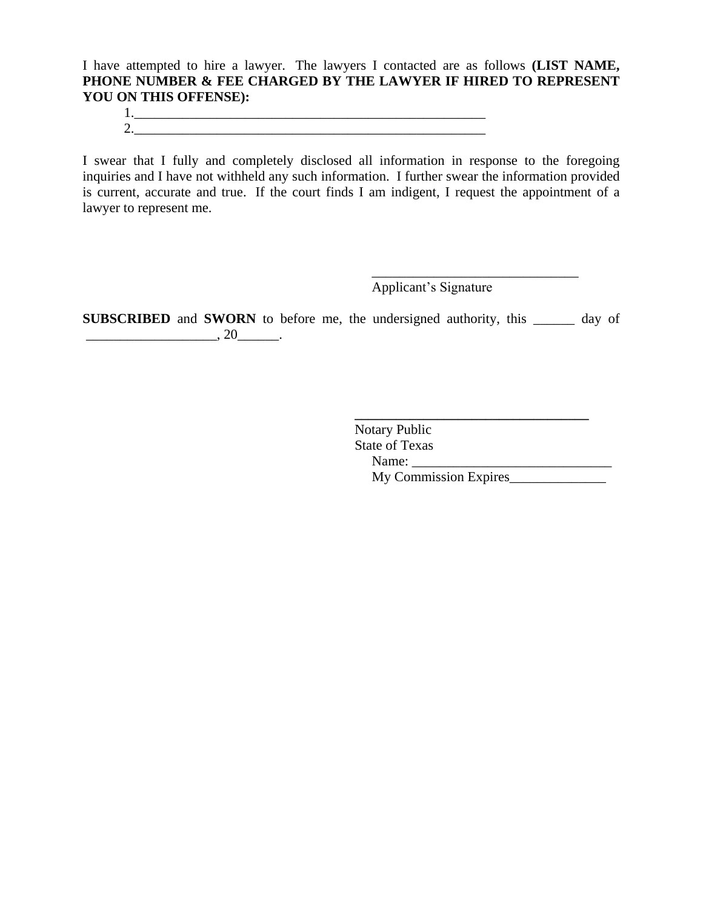I have attempted to hire a lawyer. The lawyers I contacted are as follows **(LIST NAME, PHONE NUMBER & FEE CHARGED BY THE LAWYER IF HIRED TO REPRESENT YOU ON THIS OFFENSE):**

1.______________________________________________________

2.______________________________________________________

I swear that I fully and completely disclosed all information in response to the foregoing inquiries and I have not withheld any such information. I further swear the information provided is current, accurate and true. If the court finds I am indigent, I request the appointment of a lawyer to represent me.

______________________________
Applicant's Signature

**SUBSCRIBED** and **SWORN** to before me, the undersigned authority, this ______ day of ___________________, 20______.

___________________________________
Notary Public
State of Texas
Name: ______________________________
My Commission Expires______________